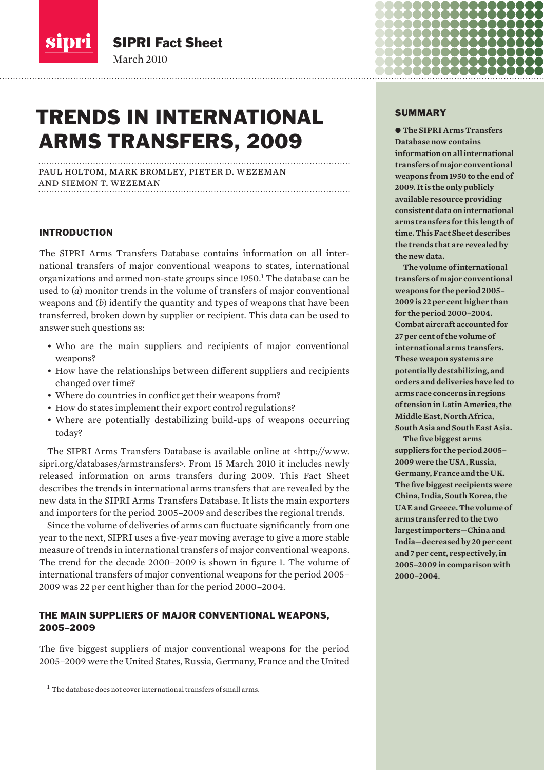**SIPRI Fact Sheet**
March 2010

# TRENDS IN INTERNATIONAL ARMS TRANSFERS, 2009

PAUL HOLTOM, MARK BROMLEY, PIETER D. WEZEMAN AND SIEMON T. WEZEMAN

## SUMMARY

**● The SIPRI Arms Transfers Database now contains information on all international transfers of major conventional weapons from 1950 to the end of 2009. It is the only publicly available resource providing consistent data on international arms transfers for this length of time. This Fact Sheet describes the trends that are revealed by the new data.**

**The volume of international transfers of major conventional weapons for the period 2005–2009 is 22 per cent higher than for the period 2000–2004. Combat aircraft accounted for 27 per cent of the volume of international arms transfers. These weapon systems are potentially destabilizing, and orders and deliveries have led to arms race concerns in regions of tension in Latin America, the Middle East, North Africa, South Asia and South East Asia.**

**The five biggest arms suppliers for the period 2005–2009 were the USA, Russia, Germany, France and the UK. The five biggest recipients were China, India, South Korea, the UAE and Greece. The volume of arms transferred to the two largest importers—China and India—decreased by 20 per cent and 7 per cent, respectively, in 2005–2009 in comparison with 2000–2004.**

## INTRODUCTION

The SIPRI Arms Transfers Database contains information on all international transfers of major conventional weapons to states, international organizations and armed non-state groups since 1950.[1] The database can be used to (*a*) monitor trends in the volume of transfers of major conventional weapons and (*b*) identify the quantity and types of weapons that have been transferred, broken down by supplier or recipient. This data can be used to answer such questions as:

- Who are the main suppliers and recipients of major conventional weapons?
- How have the relationships between different suppliers and recipients changed over time?
- Where do countries in conflict get their weapons from?
- How do states implement their export control regulations?
- Where are potentially destabilizing build-ups of weapons occurring today?

The SIPRI Arms Transfers Database is available online at <http://www.sipri.org/databases/armstransfers>. From 15 March 2010 it includes newly released information on arms transfers during 2009. This Fact Sheet describes the trends in international arms transfers that are revealed by the new data in the SIPRI Arms Transfers Database. It lists the main exporters and importers for the period 2005–2009 and describes the regional trends.

Since the volume of deliveries of arms can fluctuate significantly from one year to the next, SIPRI uses a five-year moving average to give a more stable measure of trends in international transfers of major conventional weapons. The trend for the decade 2000–2009 is shown in figure 1. The volume of international transfers of major conventional weapons for the period 2005–2009 was 22 per cent higher than for the period 2000–2004.

### THE MAIN SUPPLIERS OF MAJOR CONVENTIONAL WEAPONS, 2005–2009

The five biggest suppliers of major conventional weapons for the period 2005–2009 were the United States, Russia, Germany, France and the United

[1] The database does not cover international transfers of small arms.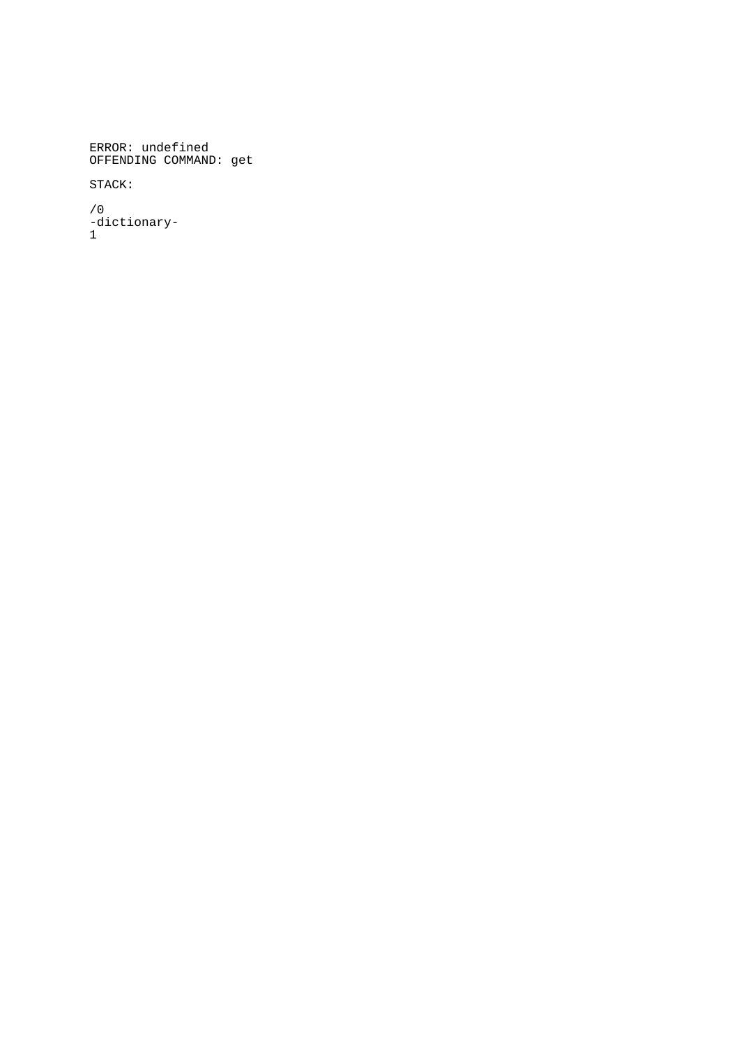ERROR: undefined
OFFENDING COMMAND: get

STACK:

/0
-dictionary-
1